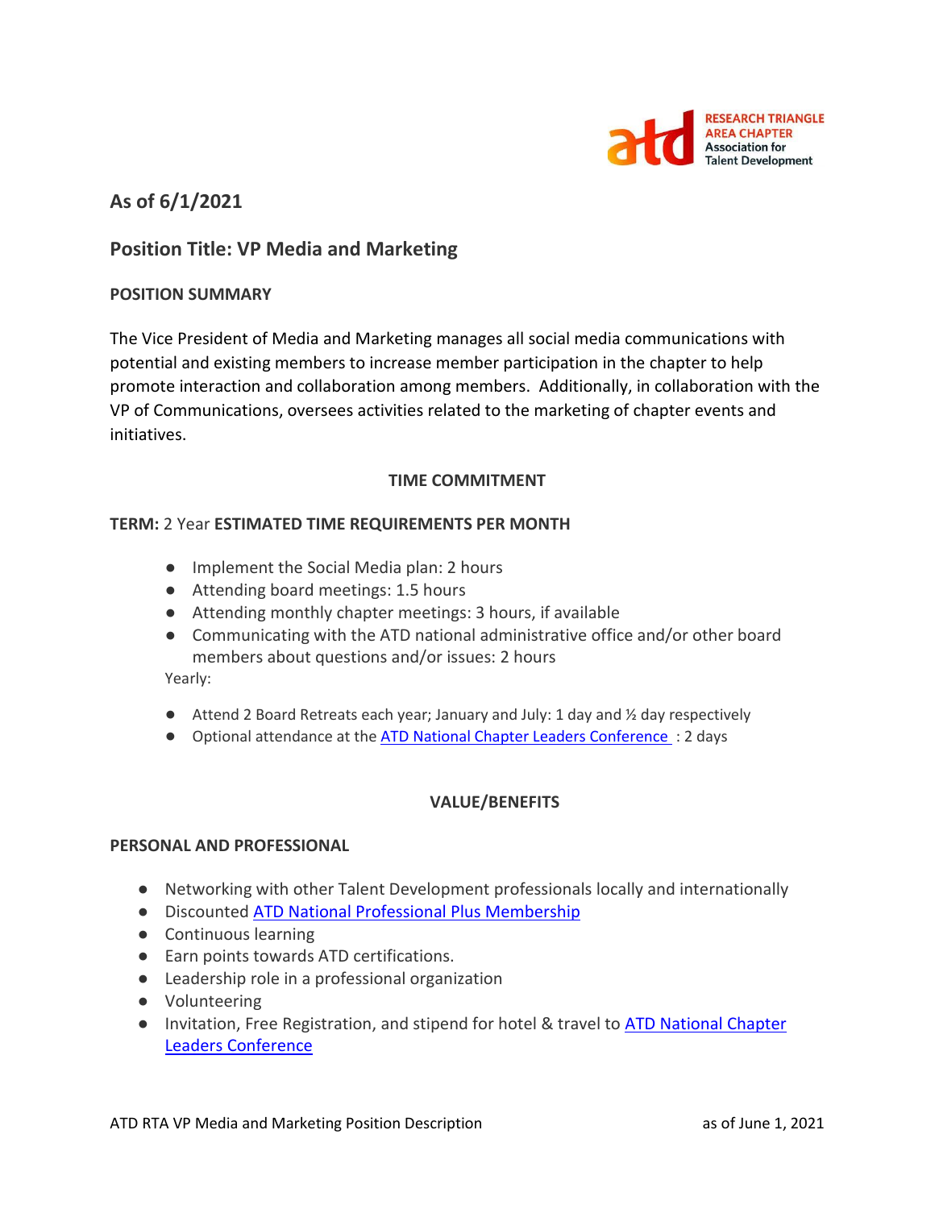RESEARCH TRIANGLE AREA CHAPTER
Association for Talent Development

## As of 6/1/2021

## Position Title: VP Media and Marketing

**POSITION SUMMARY**

The Vice President of Media and Marketing manages all social media communications with potential and existing members to increase member participation in the chapter to help promote interaction and collaboration among members. Additionally, in collaboration with the VP of Communications, oversees activities related to the marketing of chapter events and initiatives.

**TIME COMMITMENT**

**TERM:** 2 Year **ESTIMATED TIME REQUIREMENTS PER MONTH**

- Implement the Social Media plan: 2 hours
- Attending board meetings: 1.5 hours
- Attending monthly chapter meetings: 3 hours, if available
- Communicating with the ATD national administrative office and/or other board members about questions and/or issues: 2 hours

Yearly:

- Attend 2 Board Retreats each year; January and July: 1 day and ½ day respectively
- Optional attendance at the ATD National Chapter Leaders Conference : 2 days

**VALUE/BENEFITS**

**PERSONAL AND PROFESSIONAL**

- Networking with other Talent Development professionals locally and internationally
- Discounted ATD National Professional Plus Membership
- Continuous learning
- Earn points towards ATD certifications.
- Leadership role in a professional organization
- Volunteering
- Invitation, Free Registration, and stipend for hotel & travel to ATD National Chapter Leaders Conference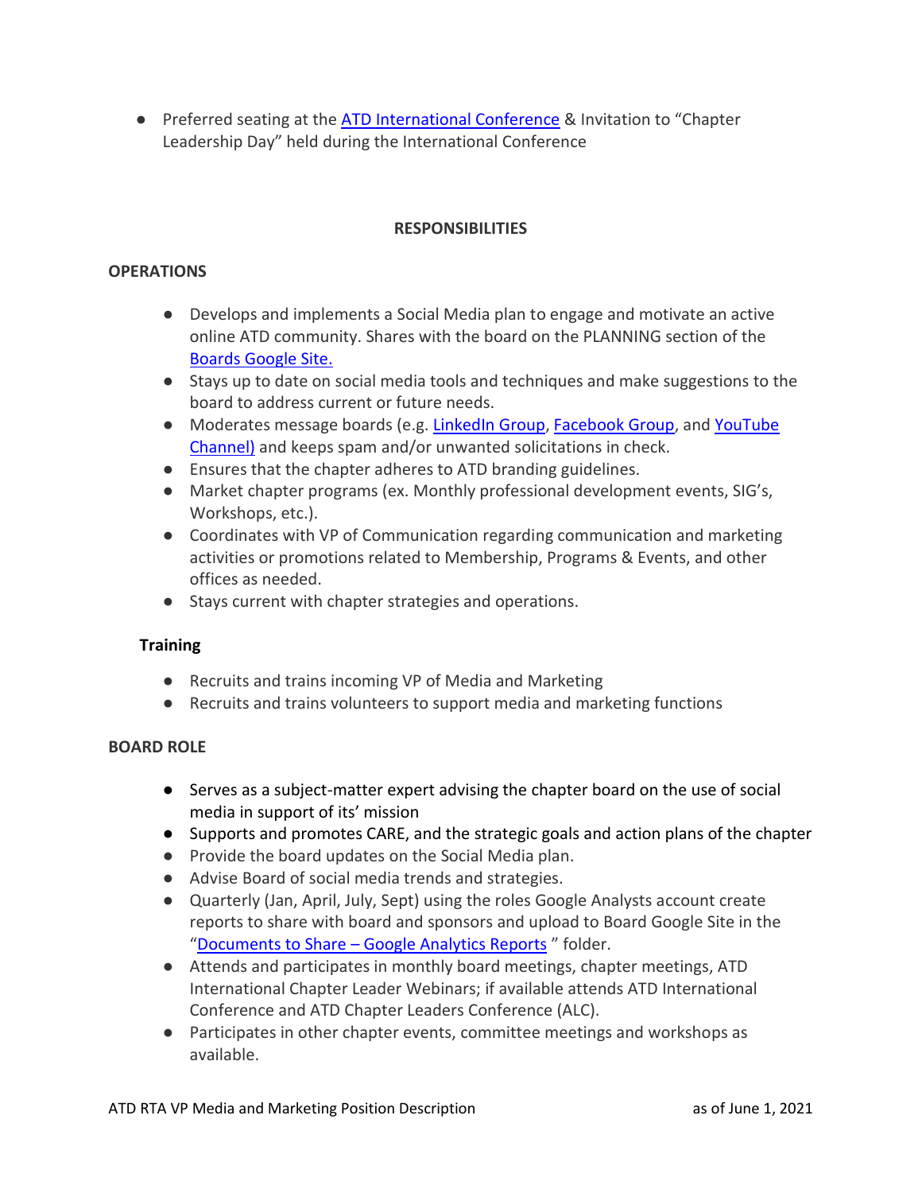- Preferred seating at the [ATD International Conference] & Invitation to "Chapter Leadership Day" held during the International Conference

## RESPONSIBILITIES

### OPERATIONS

- Develops and implements a Social Media plan to engage and motivate an active online ATD community. Shares with the board on the PLANNING section of the [Boards Google Site.]
- Stays up to date on social media tools and techniques and make suggestions to the board to address current or future needs.
- Moderates message boards (e.g. [LinkedIn Group], [Facebook Group], and [YouTube Channel)] and keeps spam and/or unwanted solicitations in check.
- Ensures that the chapter adheres to ATD branding guidelines.
- Market chapter programs (ex. Monthly professional development events, SIG's, Workshops, etc.).
- Coordinates with VP of Communication regarding communication and marketing activities or promotions related to Membership, Programs & Events, and other offices as needed.
- Stays current with chapter strategies and operations.

### Training

- Recruits and trains incoming VP of Media and Marketing
- Recruits and trains volunteers to support media and marketing functions

### BOARD ROLE

- Serves as a subject-matter expert advising the chapter board on the use of social media in support of its' mission
- Supports and promotes CARE, and the strategic goals and action plans of the chapter
- Provide the board updates on the Social Media plan.
- Advise Board of social media trends and strategies.
- Quarterly (Jan, April, July, Sept) using the roles Google Analysts account create reports to share with board and sponsors and upload to Board Google Site in the "[Documents to Share – Google Analytics Reports] " folder.
- Attends and participates in monthly board meetings, chapter meetings, ATD International Chapter Leader Webinars; if available attends ATD International Conference and ATD Chapter Leaders Conference (ALC).
- Participates in other chapter events, committee meetings and workshops as available.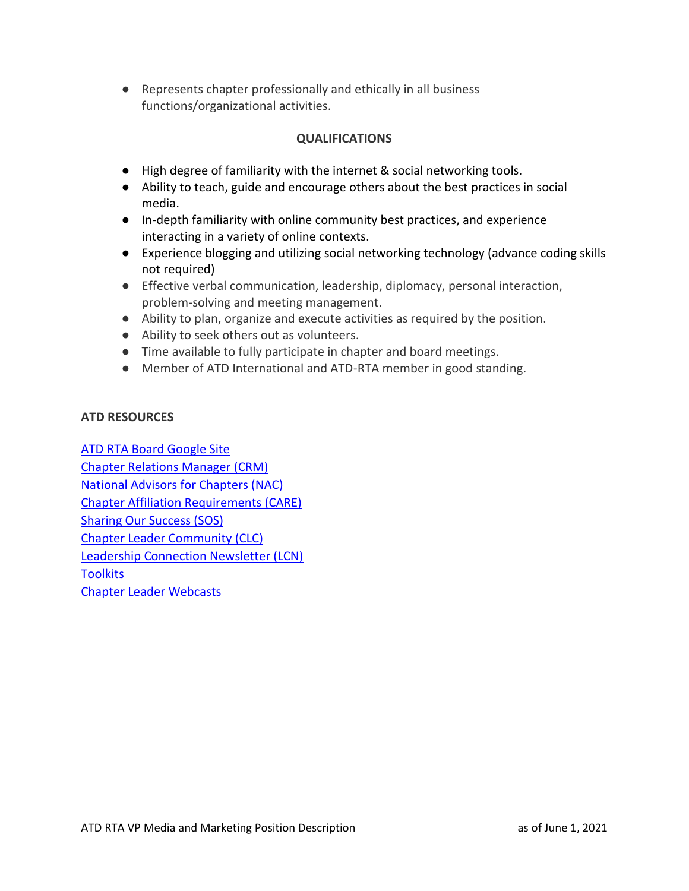- Represents chapter professionally and ethically in all business functions/organizational activities.

## QUALIFICATIONS

- High degree of familiarity with the internet & social networking tools.
- Ability to teach, guide and encourage others about the best practices in social media.
- In-depth familiarity with online community best practices, and experience interacting in a variety of online contexts.
- Experience blogging and utilizing social networking technology (advance coding skills not required)
- Effective verbal communication, leadership, diplomacy, personal interaction, problem-solving and meeting management.
- Ability to plan, organize and execute activities as required by the position.
- Ability to seek others out as volunteers.
- Time available to fully participate in chapter and board meetings.
- Member of ATD International and ATD-RTA member in good standing.

**ATD RESOURCES**

ATD RTA Board Google Site
Chapter Relations Manager (CRM)
National Advisors for Chapters (NAC)
Chapter Affiliation Requirements (CARE)
Sharing Our Success (SOS)
Chapter Leader Community (CLC)
Leadership Connection Newsletter (LCN)
Toolkits
Chapter Leader Webcasts